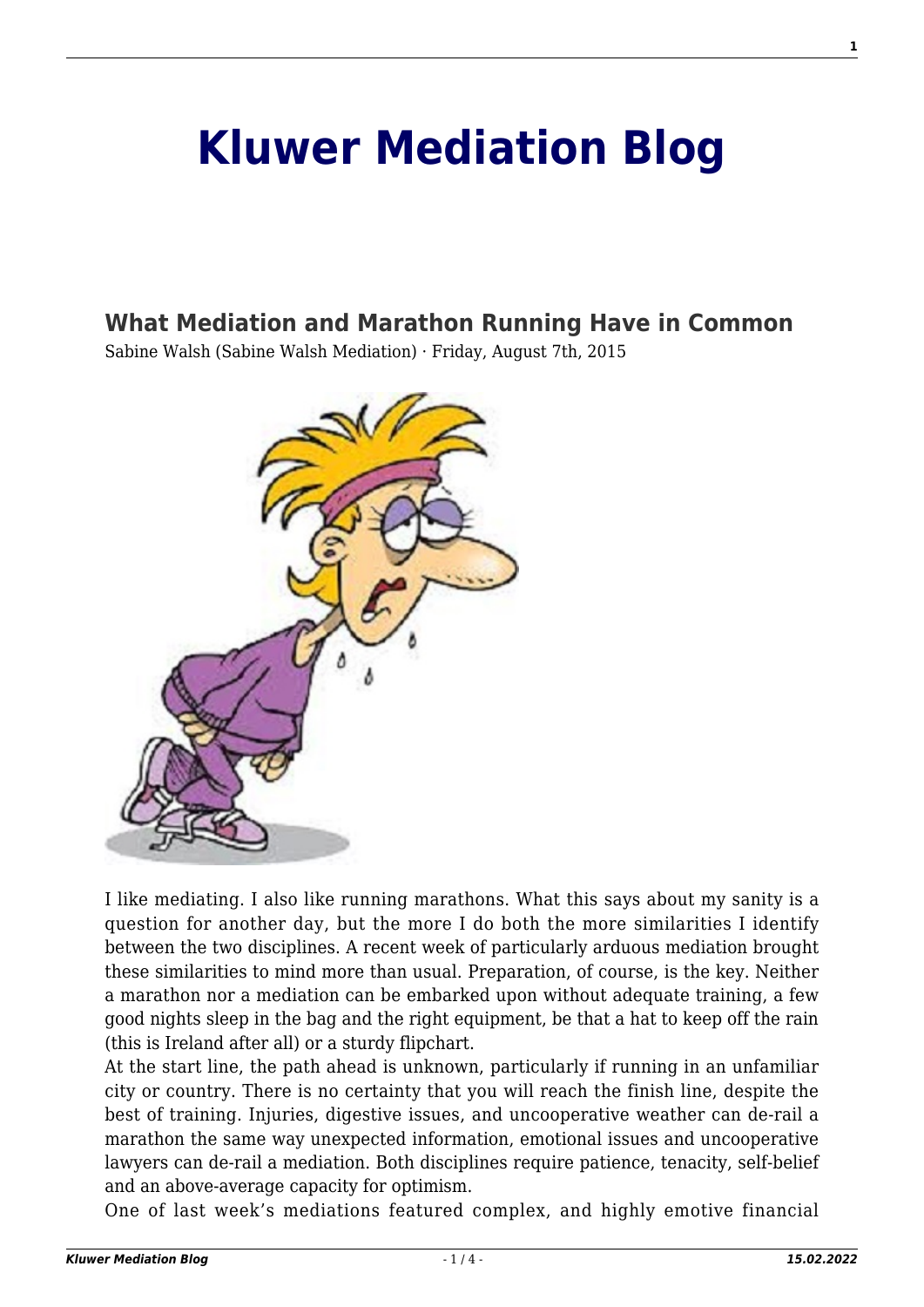# Kluwer Mediation Blog

## What Mediation and Marathon Running Have in Common

Sabine Walsh (Sabine Walsh Mediation) · Friday, August 7th, 2015

I like mediating. I also like running marathons. What this says about my sanity is a question for another day, but the more I do both the more similarities I identify between the two disciplines. A recent week of particularly arduous mediation brought these similarities to mind more than usual. Preparation, of course, is the key. Neither a marathon nor a mediation can be embarked upon without adequate training, a few good nights sleep in the bag and the right equipment, be that a hat to keep off the rain (this is Ireland after all) or a sturdy flipchart.

At the start line, the path ahead is unknown, particularly if running in an unfamiliar city or country. There is no certainty that you will reach the finish line, despite the best of training. Injuries, digestive issues, and uncooperative weather can de-rail a marathon the same way unexpected information, emotional issues and uncooperative lawyers can de-rail a mediation. Both disciplines require patience, tenacity, self-belief and an above-average capacity for optimism.

One of last week's mediations featured complex, and highly emotive financial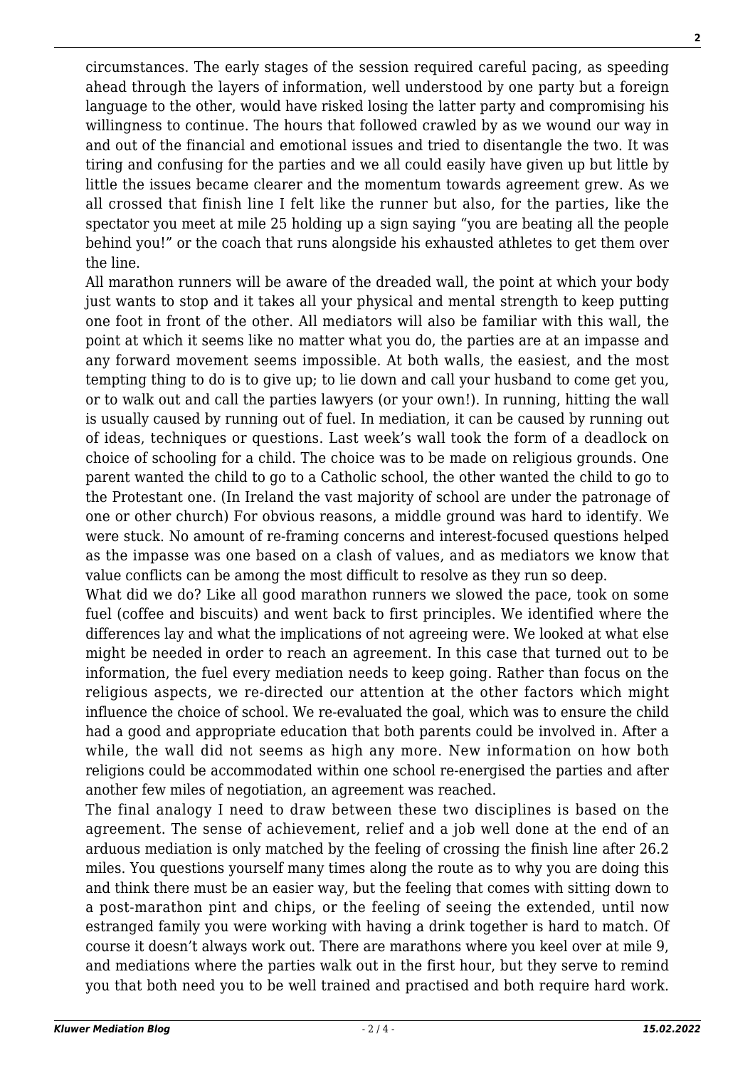circumstances. The early stages of the session required careful pacing, as speeding ahead through the layers of information, well understood by one party but a foreign language to the other, would have risked losing the latter party and compromising his willingness to continue. The hours that followed crawled by as we wound our way in and out of the financial and emotional issues and tried to disentangle the two. It was tiring and confusing for the parties and we all could easily have given up but little by little the issues became clearer and the momentum towards agreement grew. As we all crossed that finish line I felt like the runner but also, for the parties, like the spectator you meet at mile 25 holding up a sign saying "you are beating all the people behind you!" or the coach that runs alongside his exhausted athletes to get them over the line.

All marathon runners will be aware of the dreaded wall, the point at which your body just wants to stop and it takes all your physical and mental strength to keep putting one foot in front of the other. All mediators will also be familiar with this wall, the point at which it seems like no matter what you do, the parties are at an impasse and any forward movement seems impossible. At both walls, the easiest, and the most tempting thing to do is to give up; to lie down and call your husband to come get you, or to walk out and call the parties lawyers (or your own!). In running, hitting the wall is usually caused by running out of fuel. In mediation, it can be caused by running out of ideas, techniques or questions. Last week's wall took the form of a deadlock on choice of schooling for a child. The choice was to be made on religious grounds. One parent wanted the child to go to a Catholic school, the other wanted the child to go to the Protestant one. (In Ireland the vast majority of school are under the patronage of one or other church) For obvious reasons, a middle ground was hard to identify. We were stuck. No amount of re-framing concerns and interest-focused questions helped as the impasse was one based on a clash of values, and as mediators we know that value conflicts can be among the most difficult to resolve as they run so deep.

What did we do? Like all good marathon runners we slowed the pace, took on some fuel (coffee and biscuits) and went back to first principles. We identified where the differences lay and what the implications of not agreeing were. We looked at what else might be needed in order to reach an agreement. In this case that turned out to be information, the fuel every mediation needs to keep going. Rather than focus on the religious aspects, we re-directed our attention at the other factors which might influence the choice of school. We re-evaluated the goal, which was to ensure the child had a good and appropriate education that both parents could be involved in. After a while, the wall did not seems as high any more. New information on how both religions could be accommodated within one school re-energised the parties and after another few miles of negotiation, an agreement was reached.

The final analogy I need to draw between these two disciplines is based on the agreement. The sense of achievement, relief and a job well done at the end of an arduous mediation is only matched by the feeling of crossing the finish line after 26.2 miles. You questions yourself many times along the route as to why you are doing this and think there must be an easier way, but the feeling that comes with sitting down to a post-marathon pint and chips, or the feeling of seeing the extended, until now estranged family you were working with having a drink together is hard to match. Of course it doesn't always work out. There are marathons where you keel over at mile 9, and mediations where the parties walk out in the first hour, but they serve to remind you that both need you to be well trained and practised and both require hard work.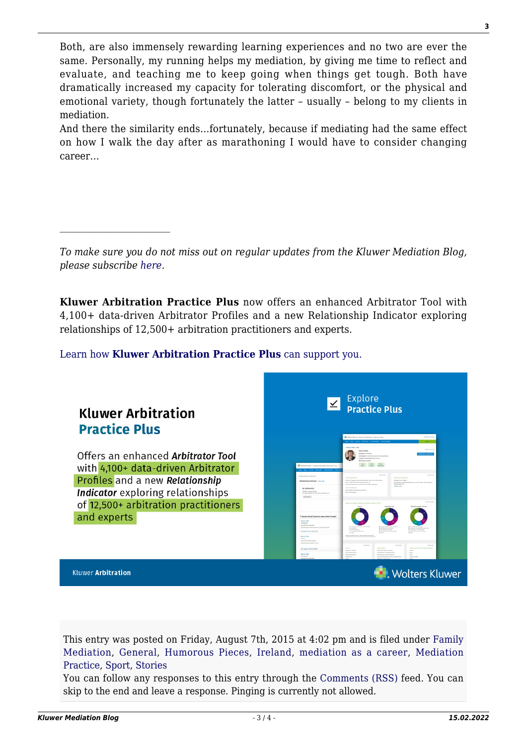Both, are also immensely rewarding learning experiences and no two are ever the same. Personally, my running helps my mediation, by giving me time to reflect and evaluate, and teaching me to keep going when things get tough. Both have dramatically increased my capacity for tolerating discomfort, or the physical and emotional variety, though fortunately the latter – usually – belong to my clients in mediation.

And there the similarity ends…fortunately, because if mediating had the same effect on how I walk the day after as marathoning I would have to consider changing career…

________________________

*To make sure you do not miss out on regular updates from the Kluwer Mediation Blog, please subscribe here.*

**Kluwer Arbitration Practice Plus** now offers an enhanced Arbitrator Tool with 4,100+ data-driven Arbitrator Profiles and a new Relationship Indicator exploring relationships of 12,500+ arbitration practitioners and experts.

Learn how **Kluwer Arbitration Practice Plus** can support you.

This entry was posted on Friday, August 7th, 2015 at 4:02 pm and is filed under Family Mediation, General, Humorous Pieces, Ireland, mediation as a career, Mediation Practice, Sport, Stories

You can follow any responses to this entry through the Comments (RSS) feed. You can skip to the end and leave a response. Pinging is currently not allowed.